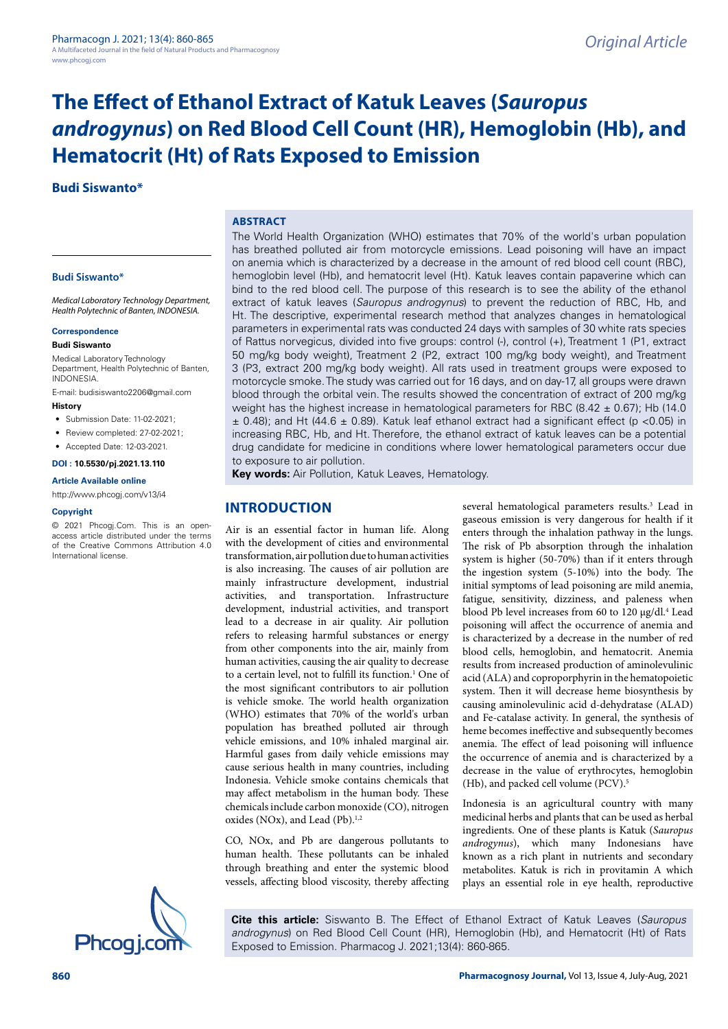# The Effect of Ethanol Extract of Katuk Leaves (*Sauropus androgynus*) on Red Blood Cell Count (HR), Hemoglobin (Hb), and Hematocrit (Ht) of Rats Exposed to Emission

**Budi Siswanto***

**Budi Siswanto***

*Medical Laboratory Technology Department, Health Polytechnic of Banten, INDONESIA.*

**Correspondence**

**Budi Siswanto**

Medical Laboratory Technology Department, Health Polytechnic of Banten, INDONESIA.

E-mail: budisiswanto2206@gmail.com

**History**

- Submission Date: 11-02-2021;
- Review completed: 27-02-2021;
- Accepted Date: 12-03-2021.

**DOI : 10.5530/pj.2021.13.110**

**Article Available online**

http://www.phcogj.com/v13/i4

**Copyright**

© 2021 Phcogj.Com. This is an open-access article distributed under the terms of the Creative Commons Attribution 4.0 International license.

## ABSTRACT

The World Health Organization (WHO) estimates that 70% of the world's urban population has breathed polluted air from motorcycle emissions. Lead poisoning will have an impact on anemia which is characterized by a decrease in the amount of red blood cell count (RBC), hemoglobin level (Hb), and hematocrit level (Ht). Katuk leaves contain papaverine which can bind to the red blood cell. The purpose of this research is to see the ability of the ethanol extract of katuk leaves (*Sauropus androgynus*) to prevent the reduction of RBC, Hb, and Ht. The descriptive, experimental research method that analyzes changes in hematological parameters in experimental rats was conducted 24 days with samples of 30 white rats species of Rattus norvegicus, divided into five groups: control (-), control (+), Treatment 1 (P1, extract 50 mg/kg body weight), Treatment 2 (P2, extract 100 mg/kg body weight), and Treatment 3 (P3, extract 200 mg/kg body weight). All rats used in treatment groups were exposed to motorcycle smoke. The study was carried out for 16 days, and on day-17, all groups were drawn blood through the orbital vein. The results showed the concentration of extract of 200 mg/kg weight has the highest increase in hematological parameters for RBC (8.42 ± 0.67); Hb (14.0 ± 0.48); and Ht (44.6 ± 0.89). Katuk leaf ethanol extract had a significant effect ($p < 0.05$) in increasing RBC, Hb, and Ht. Therefore, the ethanol extract of katuk leaves can be a potential drug candidate for medicine in conditions where lower hematological parameters occur due to exposure to air pollution.

**Key words:** Air Pollution, Katuk Leaves, Hematology.

## INTRODUCTION

Air is an essential factor in human life. Along with the development of cities and environmental transformation, air pollution due to human activities is also increasing. The causes of air pollution are mainly infrastructure development, industrial activities, and transportation. Infrastructure development, industrial activities, and transport lead to a decrease in air quality. Air pollution refers to releasing harmful substances or energy from other components into the air, mainly from human activities, causing the air quality to decrease to a certain level, not to fulfill its function.[1] One of the most significant contributors to air pollution is vehicle smoke. The world health organization (WHO) estimates that 70% of the world's urban population has breathed polluted air through vehicle emissions, and 10% inhaled marginal air. Harmful gases from daily vehicle emissions may cause serious health in many countries, including Indonesia. Vehicle smoke contains chemicals that may affect metabolism in the human body. These chemicals include carbon monoxide (CO), nitrogen oxides (NOx), and Lead (Pb).[1,2]

CO, NOx, and Pb are dangerous pollutants to human health. These pollutants can be inhaled through breathing and enter the systemic blood vessels, affecting blood viscosity, thereby affecting several hematological parameters results.[3] Lead in gaseous emission is very dangerous for health if it enters through the inhalation pathway in the lungs. The risk of Pb absorption through the inhalation system is higher (50-70%) than if it enters through the ingestion system (5-10%) into the body. The initial symptoms of lead poisoning are mild anemia, fatigue, sensitivity, dizziness, and paleness when blood Pb level increases from 60 to 120 µg/dl.[4] Lead poisoning will affect the occurrence of anemia and is characterized by a decrease in the number of red blood cells, hemoglobin, and hematocrit. Anemia results from increased production of aminolevulinic acid (ALA) and coproporphyrin in the hematopoietic system. Then it will decrease heme biosynthesis by causing aminolevulinic acid d-dehydratase (ALAD) and Fe-catalase activity. In general, the synthesis of heme becomes ineffective and subsequently becomes anemia. The effect of lead poisoning will influence the occurrence of anemia and is characterized by a decrease in the value of erythrocytes, hemoglobin (Hb), and packed cell volume (PCV).[5]

Indonesia is an agricultural country with many medicinal herbs and plants that can be used as herbal ingredients. One of these plants is Katuk (*Sauropus androgynus*), which many Indonesians have known as a rich plant in nutrients and secondary metabolites. Katuk is rich in provitamin A which plays an essential role in eye health, reproductive

**Cite this article:** Siswanto B. The Effect of Ethanol Extract of Katuk Leaves (*Sauropus androgynus*) on Red Blood Cell Count (HR), Hemoglobin (Hb), and Hematocrit (Ht) of Rats Exposed to Emission. Pharmacog J. 2021;13(4): 860-865.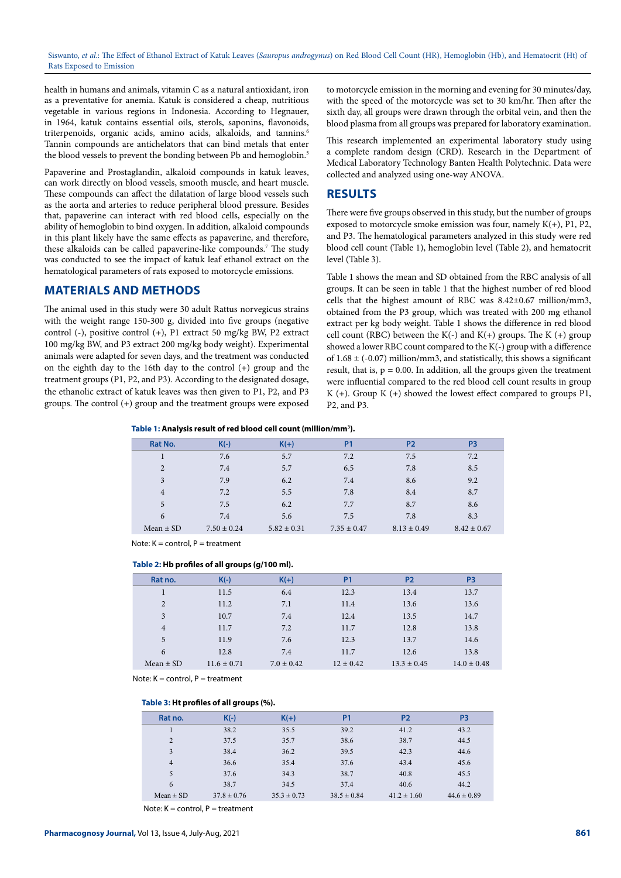health in humans and animals, vitamin C as a natural antioxidant, iron as a preventative for anemia. Katuk is considered a cheap, nutritious vegetable in various regions in Indonesia. According to Hegnauer, in 1964, katuk contains essential oils, sterols, saponins, flavonoids, triterpenoids, organic acids, amino acids, alkaloids, and tannins.[6] Tannin compounds are antichelators that can bind metals that enter the blood vessels to prevent the bonding between Pb and hemoglobin.[5]

Papaverine and Prostaglandin, alkaloid compounds in katuk leaves, can work directly on blood vessels, smooth muscle, and heart muscle. These compounds can affect the dilatation of large blood vessels such as the aorta and arteries to reduce peripheral blood pressure. Besides that, papaverine can interact with red blood cells, especially on the ability of hemoglobin to bind oxygen. In addition, alkaloid compounds in this plant likely have the same effects as papaverine, and therefore, these alkaloids can be called papaverine-like compounds.[7] The study was conducted to see the impact of katuk leaf ethanol extract on the hematological parameters of rats exposed to motorcycle emissions.

## MATERIALS AND METHODS

The animal used in this study were 30 adult Rattus norvegicus strains with the weight range 150-300 g, divided into five groups (negative control (-), positive control (+), P1 extract 50 mg/kg BW, P2 extract 100 mg/kg BW, and P3 extract 200 mg/kg body weight). Experimental animals were adapted for seven days, and the treatment was conducted on the eighth day to the 16th day to the control (+) group and the treatment groups (P1, P2, and P3). According to the designated dosage, the ethanolic extract of katuk leaves was then given to P1, P2, and P3 groups. The control (+) group and the treatment groups were exposed to motorcycle emission in the morning and evening for 30 minutes/day, with the speed of the motorcycle was set to 30 km/hr. Then after the sixth day, all groups were drawn through the orbital vein, and then the blood plasma from all groups was prepared for laboratory examination.

This research implemented an experimental laboratory study using a complete random design (CRD). Research in the Department of Medical Laboratory Technology Banten Health Polytechnic. Data were collected and analyzed using one-way ANOVA.

## RESULTS

There were five groups observed in this study, but the number of groups exposed to motorcycle smoke emission was four, namely K(+), P1, P2, and P3. The hematological parameters analyzed in this study were red blood cell count (Table 1), hemoglobin level (Table 2), and hematocrit level (Table 3).

Table 1 shows the mean and SD obtained from the RBC analysis of all groups. It can be seen in table 1 that the highest number of red blood cells that the highest amount of RBC was 8.42±0.67 million/mm3, obtained from the P3 group, which was treated with 200 mg ethanol extract per kg body weight. Table 1 shows the difference in red blood cell count (RBC) between the K(-) and K(+) groups. The K (+) group showed a lower RBC count compared to the K(-) group with a difference of 1.68 ± (-0.07) million/mm3, and statistically, this shows a significant result, that is, p = 0.00. In addition, all the groups given the treatment were influential compared to the red blood cell count results in group K (+). Group K (+) showed the lowest effect compared to groups P1, P2, and P3.

**Table 1: Analysis result of red blood cell count (million/mm$^3$).**

| Rat No. | K(-) | K(+) | P1 | P2 | P3 |
|---|---|---|---|---|---|
| 1 | 7.6 | 5.7 | 7.2 | 7.5 | 7.2 |
| 2 | 7.4 | 5.7 | 6.5 | 7.8 | 8.5 |
| 3 | 7.9 | 6.2 | 7.4 | 8.6 | 9.2 |
| 4 | 7.2 | 5.5 | 7.8 | 8.4 | 8.7 |
| 5 | 7.5 | 6.2 | 7.7 | 8.7 | 8.6 |
| 6 | 7.4 | 5.6 | 7.5 | 7.8 | 8.3 |
| Mean ± SD | 7.50 ± 0.24 | 5.82 ± 0.31 | 7.35 ± 0.47 | 8.13 ± 0.49 | 8.42 ± 0.67 |

Note: K = control, P = treatment

**Table 2: Hb profiles of all groups (g/100 ml).**

| Rat no. | K(-) | K(+) | P1 | P2 | P3 |
|---|---|---|---|---|---|
| 1 | 11.5 | 6.4 | 12.3 | 13.4 | 13.7 |
| 2 | 11.2 | 7.1 | 11.4 | 13.6 | 13.6 |
| 3 | 10.7 | 7.4 | 12.4 | 13.5 | 14.7 |
| 4 | 11.7 | 7.2 | 11.7 | 12.8 | 13.8 |
| 5 | 11.9 | 7.6 | 12.3 | 13.7 | 14.6 |
| 6 | 12.8 | 7.4 | 11.7 | 12.6 | 13.8 |
| Mean ± SD | 11.6 ± 0.71 | 7.0 ± 0.42 | 12 ± 0.42 | 13.3 ± 0.45 | 14.0 ± 0.48 |

Note: K = control, P = treatment

**Table 3: Ht profiles of all groups (%).**

| Rat no. | K(-) | K(+) | P1 | P2 | P3 |
|---|---|---|---|---|---|
| 1 | 38.2 | 35.5 | 39.2 | 41.2 | 43.2 |
| 2 | 37.5 | 35.7 | 38.6 | 38.7 | 44.5 |
| 3 | 38.4 | 36.2 | 39.5 | 42.3 | 44.6 |
| 4 | 36.6 | 35.4 | 37.6 | 43.4 | 45.6 |
| 5 | 37.6 | 34.3 | 38.7 | 40.8 | 45.5 |
| 6 | 38.7 | 34.5 | 37.4 | 40.6 | 44.2 |
| Mean ± SD | 37.8 ± 0.76 | 35.3 ± 0.73 | 38.5 ± 0.84 | 41.2 ± 1.60 | 44.6 ± 0.89 |

Note: K = control, P = treatment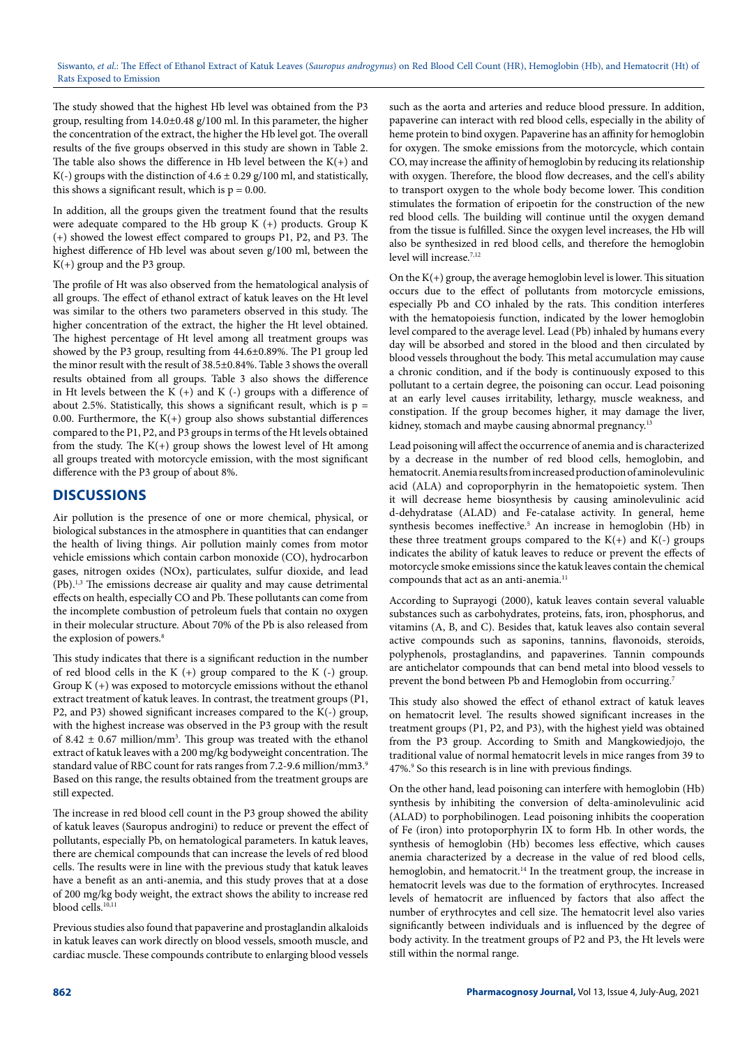The study showed that the highest Hb level was obtained from the P3 group, resulting from 14.0±0.48 g/100 ml. In this parameter, the higher the concentration of the extract, the higher the Hb level got. The overall results of the five groups observed in this study are shown in Table 2. The table also shows the difference in Hb level between the K(+) and K(-) groups with the distinction of 4.6 ± 0.29 g/100 ml, and statistically, this shows a significant result, which is $p = 0.00$.

In addition, all the groups given the treatment found that the results were adequate compared to the Hb group K (+) products. Group K (+) showed the lowest effect compared to groups P1, P2, and P3. The highest difference of Hb level was about seven g/100 ml, between the K(+) group and the P3 group.

The profile of Ht was also observed from the hematological analysis of all groups. The effect of ethanol extract of katuk leaves on the Ht level was similar to the others two parameters observed in this study. The higher concentration of the extract, the higher the Ht level obtained. The highest percentage of Ht level among all treatment groups was showed by the P3 group, resulting from 44.6±0.89%. The P1 group led the minor result with the result of 38.5±0.84%. Table 3 shows the overall results obtained from all groups. Table 3 also shows the difference in Ht levels between the K (+) and K (-) groups with a difference of about 2.5%. Statistically, this shows a significant result, which is $p = 0.00$. Furthermore, the K(+) group also shows substantial differences compared to the P1, P2, and P3 groups in terms of the Ht levels obtained from the study. The K(+) group shows the lowest level of Ht among all groups treated with motorcycle emission, with the most significant difference with the P3 group of about 8%.

## DISCUSSIONS

Air pollution is the presence of one or more chemical, physical, or biological substances in the atmosphere in quantities that can endanger the health of living things. Air pollution mainly comes from motor vehicle emissions which contain carbon monoxide (CO), hydrocarbon gases, nitrogen oxides (NOx), particulates, sulfur dioxide, and lead (Pb).[1,3] The emissions decrease air quality and may cause detrimental effects on health, especially CO and Pb. These pollutants can come from the incomplete combustion of petroleum fuels that contain no oxygen in their molecular structure. About 70% of the Pb is also released from the explosion of powers.[8]

This study indicates that there is a significant reduction in the number of red blood cells in the K (+) group compared to the K (-) group. Group K (+) was exposed to motorcycle emissions without the ethanol extract treatment of katuk leaves. In contrast, the treatment groups (P1, P2, and P3) showed significant increases compared to the K(-) group, with the highest increase was observed in the P3 group with the result of 8.42 ± 0.67 million/mm$^3$. This group was treated with the ethanol extract of katuk leaves with a 200 mg/kg bodyweight concentration. The standard value of RBC count for rats ranges from 7.2-9.6 million/mm3.[9] Based on this range, the results obtained from the treatment groups are still expected.

The increase in red blood cell count in the P3 group showed the ability of katuk leaves (Sauropus androgini) to reduce or prevent the effect of pollutants, especially Pb, on hematological parameters. In katuk leaves, there are chemical compounds that can increase the levels of red blood cells. The results were in line with the previous study that katuk leaves have a benefit as an anti-anemia, and this study proves that at a dose of 200 mg/kg body weight, the extract shows the ability to increase red blood cells.[10,11]

Previous studies also found that papaverine and prostaglandin alkaloids in katuk leaves can work directly on blood vessels, smooth muscle, and cardiac muscle. These compounds contribute to enlarging blood vessels such as the aorta and arteries and reduce blood pressure. In addition, papaverine can interact with red blood cells, especially in the ability of heme protein to bind oxygen. Papaverine has an affinity for hemoglobin for oxygen. The smoke emissions from the motorcycle, which contain CO, may increase the affinity of hemoglobin by reducing its relationship with oxygen. Therefore, the blood flow decreases, and the cell's ability to transport oxygen to the whole body become lower. This condition stimulates the formation of eripoetin for the construction of the new red blood cells. The building will continue until the oxygen demand from the tissue is fulfilled. Since the oxygen level increases, the Hb will also be synthesized in red blood cells, and therefore the hemoglobin level will increase.[7,12]

On the K(+) group, the average hemoglobin level is lower. This situation occurs due to the effect of pollutants from motorcycle emissions, especially Pb and CO inhaled by the rats. This condition interferes with the hematopoiesis function, indicated by the lower hemoglobin level compared to the average level. Lead (Pb) inhaled by humans every day will be absorbed and stored in the blood and then circulated by blood vessels throughout the body. This metal accumulation may cause a chronic condition, and if the body is continuously exposed to this pollutant to a certain degree, the poisoning can occur. Lead poisoning at an early level causes irritability, lethargy, muscle weakness, and constipation. If the group becomes higher, it may damage the liver, kidney, stomach and maybe causing abnormal pregnancy.[13]

Lead poisoning will affect the occurrence of anemia and is characterized by a decrease in the number of red blood cells, hemoglobin, and hematocrit. Anemia results from increased production of aminolevulinic acid (ALA) and coproporphyrin in the hematopoietic system. Then it will decrease heme biosynthesis by causing aminolevulinic acid d-dehydratase (ALAD) and Fe-catalase activity. In general, heme synthesis becomes ineffective.[5] An increase in hemoglobin (Hb) in these three treatment groups compared to the K(+) and K(-) groups indicates the ability of katuk leaves to reduce or prevent the effects of motorcycle smoke emissions since the katuk leaves contain the chemical compounds that act as an anti-anemia.[11]

According to Suprayogi (2000), katuk leaves contain several valuable substances such as carbohydrates, proteins, fats, iron, phosphorus, and vitamins (A, B, and C). Besides that, katuk leaves also contain several active compounds such as saponins, tannins, flavonoids, steroids, polyphenols, prostaglandins, and papaverines. Tannin compounds are antichelator compounds that can bend metal into blood vessels to prevent the bond between Pb and Hemoglobin from occurring.[7]

This study also showed the effect of ethanol extract of katuk leaves on hematocrit level. The results showed significant increases in the treatment groups (P1, P2, and P3), with the highest yield was obtained from the P3 group. According to Smith and Mangkowiedjojo, the traditional value of normal hematocrit levels in mice ranges from 39 to 47%.[9] So this research is in line with previous findings.

On the other hand, lead poisoning can interfere with hemoglobin (Hb) synthesis by inhibiting the conversion of delta-aminolevulinic acid (ALAD) to porphobilinogen. Lead poisoning inhibits the cooperation of Fe (iron) into protoporphyrin IX to form Hb. In other words, the synthesis of hemoglobin (Hb) becomes less effective, which causes anemia characterized by a decrease in the value of red blood cells, hemoglobin, and hematocrit.[14] In the treatment group, the increase in hematocrit levels was due to the formation of erythrocytes. Increased levels of hematocrit are influenced by factors that also affect the number of erythrocytes and cell size. The hematocrit level also varies significantly between individuals and is influenced by the degree of body activity. In the treatment groups of P2 and P3, the Ht levels were still within the normal range.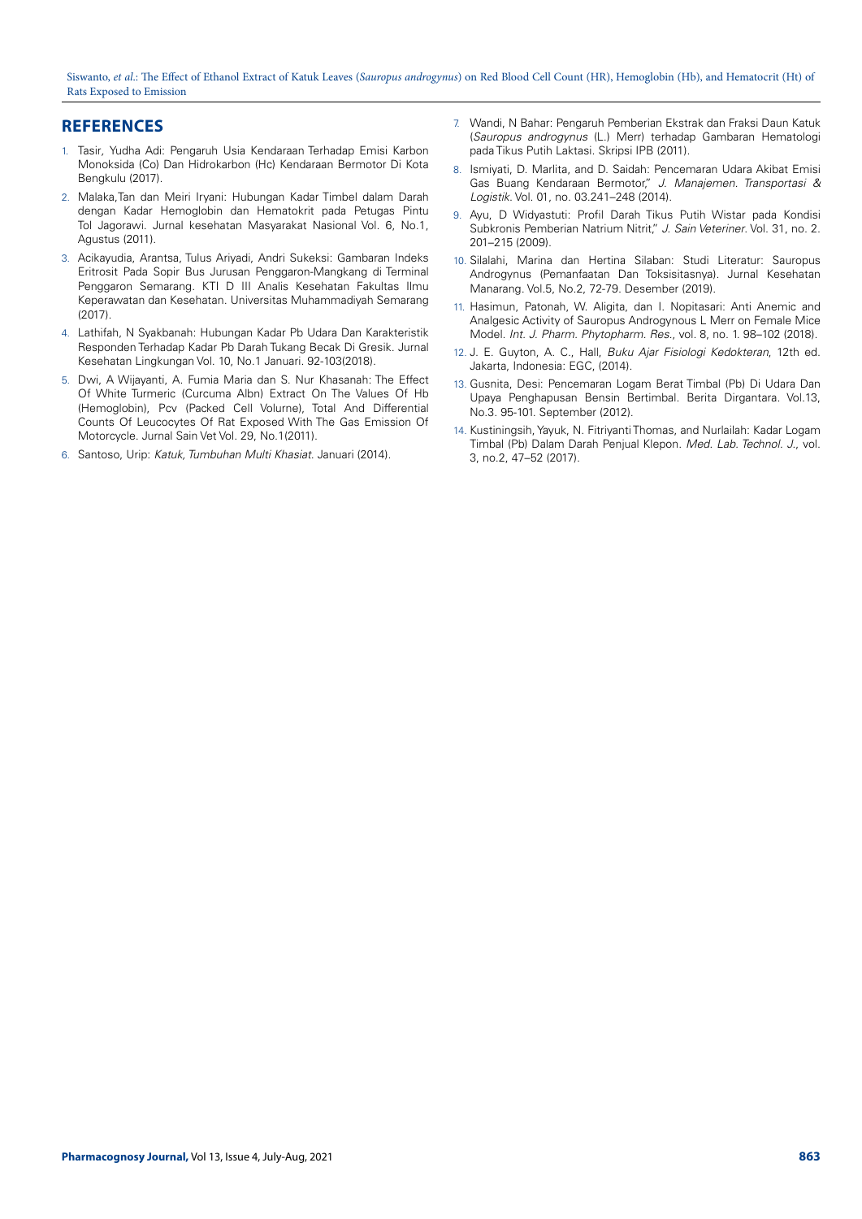## REFERENCES

1. Tasir, Yudha Adi: Pengaruh Usia Kendaraan Terhadap Emisi Karbon Monoksida (Co) Dan Hidrokarbon (Hc) Kendaraan Bermotor Di Kota Bengkulu (2017).
2. Malaka,Tan dan Meiri Iryani: Hubungan Kadar Timbel dalam Darah dengan Kadar Hemoglobin dan Hematokrit pada Petugas Pintu Tol Jagorawi. Jurnal kesehatan Masyarakat Nasional Vol. 6, No.1, Agustus (2011).
3. Acikayudia, Arantsa, Tulus Ariyadi, Andri Sukeksi: Gambaran Indeks Eritrosit Pada Sopir Bus Jurusan Penggaron-Mangkang di Terminal Penggaron Semarang. KTI D III Analis Kesehatan Fakultas Ilmu Keperawatan dan Kesehatan. Universitas Muhammadiyah Semarang (2017).
4. Lathifah, N Syakbanah: Hubungan Kadar Pb Udara Dan Karakteristik Responden Terhadap Kadar Pb Darah Tukang Becak Di Gresik. Jurnal Kesehatan Lingkungan Vol. 10, No.1 Januari. 92-103(2018).
5. Dwi, A Wijayanti, A. Fumia Maria dan S. Nur Khasanah: The Effect Of White Turmeric (Curcuma Albn) Extract On The Values Of Hb (Hemoglobin), Pcv (Packed Cell Volurne), Total And Differential Counts Of Leucocytes Of Rat Exposed With The Gas Emission Of Motorcycle. Jurnal Sain Vet Vol. 29, No.1(2011).
6. Santoso, Urip: *Katuk, Tumbuhan Multi Khasiat*. Januari (2014).
7. Wandi, N Bahar: Pengaruh Pemberian Ekstrak dan Fraksi Daun Katuk (*Sauropus androgynus* (L.) Merr) terhadap Gambaran Hematologi pada Tikus Putih Laktasi. Skripsi IPB (2011).
8. Ismiyati, D. Marlita, and D. Saidah: Pencemaran Udara Akibat Emisi Gas Buang Kendaraan Bermotor," *J. Manajemen. Transportasi & Logistik*. Vol. 01, no. 03.241–248 (2014).
9. Ayu, D Widyastuti: Profil Darah Tikus Putih Wistar pada Kondisi Subkronis Pemberian Natrium Nitrit," *J. Sain Veteriner*. Vol. 31, no. 2. 201–215 (2009).
10. Silalahi, Marina dan Hertina Silaban: Studi Literatur: Sauropus Androgynus (Pemanfaatan Dan Toksisitasnya). Jurnal Kesehatan Manarang. Vol.5, No.2, 72-79. Desember (2019).
11. Hasimun, Patonah, W. Aligita, dan I. Nopitasari: Anti Anemic and Analgesic Activity of Sauropus Androgynous L Merr on Female Mice Model. *Int. J. Pharm. Phytopharm. Res.*, vol. 8, no. 1. 98–102 (2018).
12. J. E. Guyton, A. C., Hall, *Buku Ajar Fisiologi Kedokteran*, 12th ed. Jakarta, Indonesia: EGC, (2014).
13. Gusnita, Desi: Pencemaran Logam Berat Timbal (Pb) Di Udara Dan Upaya Penghapusan Bensin Bertimbal. Berita Dirgantara. Vol.13, No.3. 95-101. September (2012).
14. Kustiningsih, Yayuk, N. Fitriyanti Thomas, and Nurlailah: Kadar Logam Timbal (Pb) Dalam Darah Penjual Klepon. *Med. Lab. Technol. J.*, vol. 3, no.2, 47–52 (2017).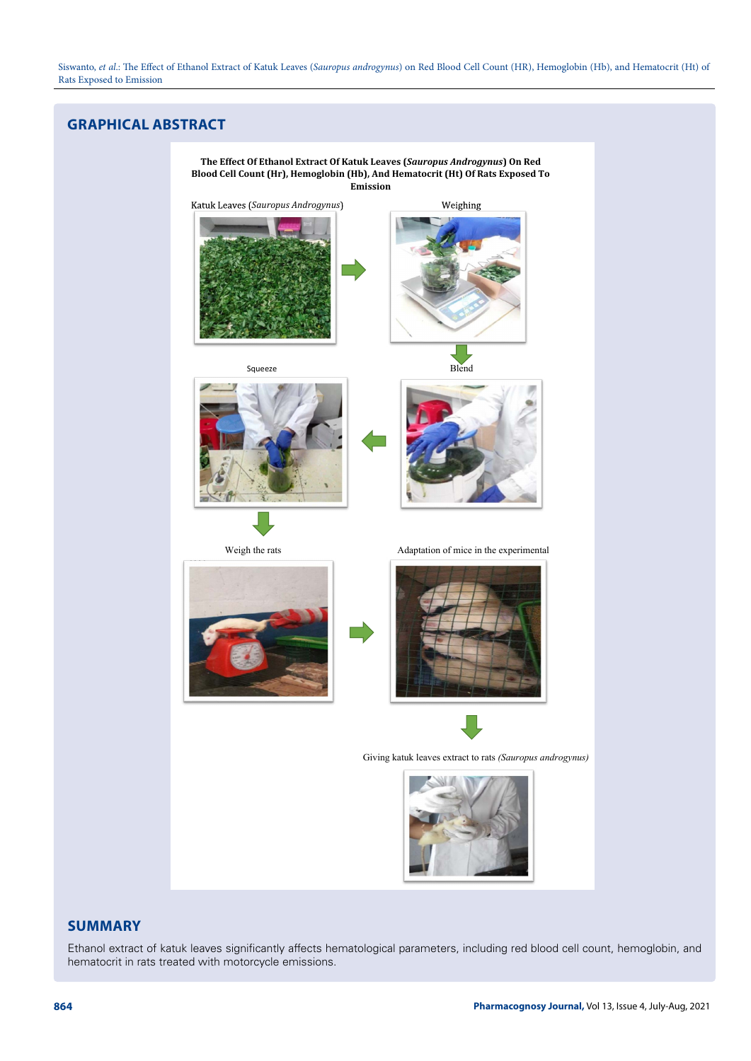## GRAPHICAL ABSTRACT

**The Effect Of Ethanol Extract Of Katuk Leaves (*Sauropus Androgynus*) On Red Blood Cell Count (Hr), Hemoglobin (Hb), And Hematocrit (Ht) Of Rats Exposed To Emission**

Katuk Leaves (*Sauropus Androgynus*)

Weighing

Blend

Squeeze

Weigh the rats

Adaptation of mice in the experimental

Giving katuk leaves extract to rats *(Sauropus androgynus)*

## SUMMARY

Ethanol extract of katuk leaves significantly affects hematological parameters, including red blood cell count, hemoglobin, and hematocrit in rats treated with motorcycle emissions.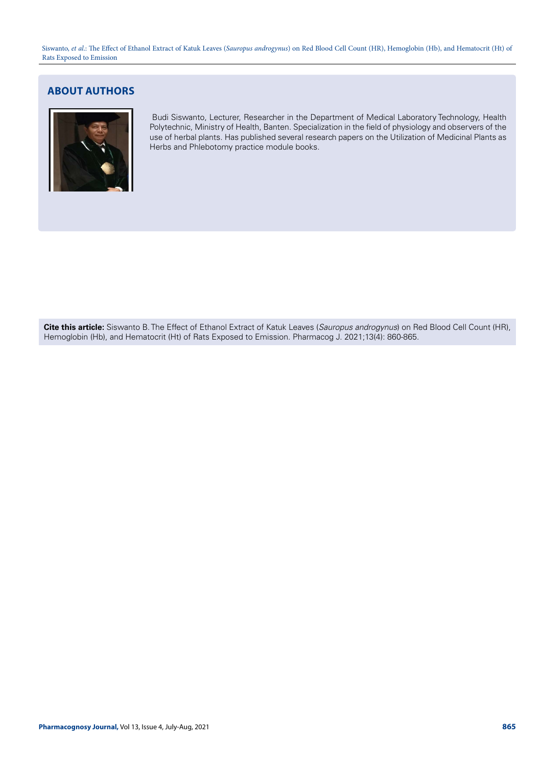## ABOUT AUTHORS

Budi Siswanto, Lecturer, Researcher in the Department of Medical Laboratory Technology, Health Polytechnic, Ministry of Health, Banten. Specialization in the field of physiology and observers of the use of herbal plants. Has published several research papers on the Utilization of Medicinal Plants as Herbs and Phlebotomy practice module books.

**Cite this article:** Siswanto B. The Effect of Ethanol Extract of Katuk Leaves (*Sauropus androgynus*) on Red Blood Cell Count (HR), Hemoglobin (Hb), and Hematocrit (Ht) of Rats Exposed to Emission. Pharmacog J. 2021;13(4): 860-865.